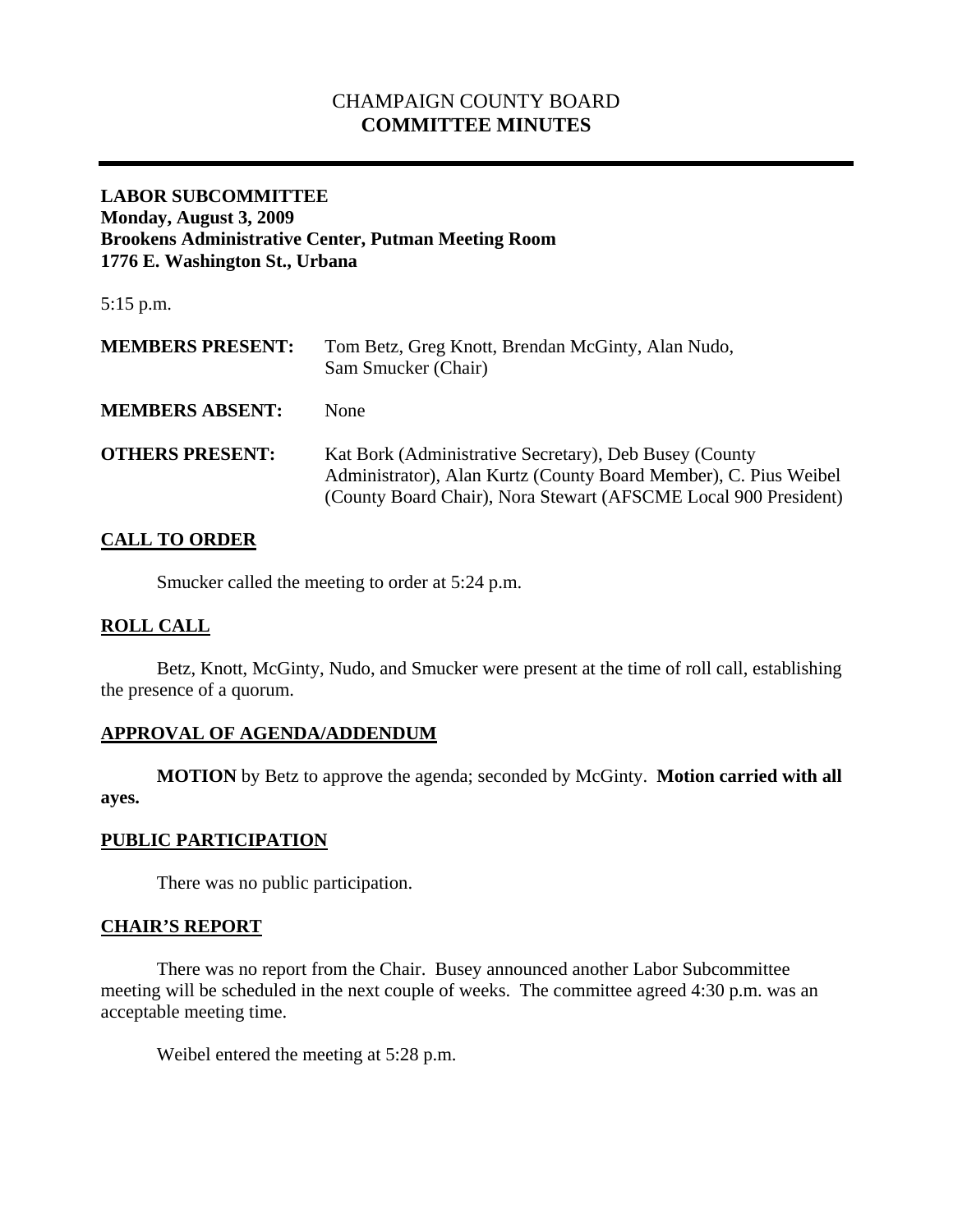# CHAMPAIGN COUNTY BOARD
# **COMMITTEE MINUTES**

---

**LABOR SUBCOMMITTEE**
**Monday, August 3, 2009**
**Brookens Administrative Center, Putman Meeting Room**
**1776 E. Washington St., Urbana**

5:15 p.m.

| | |
|---|---|
| **MEMBERS PRESENT:** | Tom Betz, Greg Knott, Brendan McGinty, Alan Nudo, Sam Smucker (Chair) |
| **MEMBERS ABSENT:** | None |
| **OTHERS PRESENT:** | Kat Bork (Administrative Secretary), Deb Busey (County Administrator), Alan Kurtz (County Board Member), C. Pius Weibel (County Board Chair), Nora Stewart (AFSCME Local 900 President) |

## CALL TO ORDER

Smucker called the meeting to order at 5:24 p.m.

## ROLL CALL

Betz, Knott, McGinty, Nudo, and Smucker were present at the time of roll call, establishing the presence of a quorum.

## APPROVAL OF AGENDA/ADDENDUM

**MOTION** by Betz to approve the agenda; seconded by McGinty. **Motion carried with all ayes.**

## PUBLIC PARTICIPATION

There was no public participation.

## CHAIR'S REPORT

There was no report from the Chair. Busey announced another Labor Subcommittee meeting will be scheduled in the next couple of weeks. The committee agreed 4:30 p.m. was an acceptable meeting time.

Weibel entered the meeting at 5:28 p.m.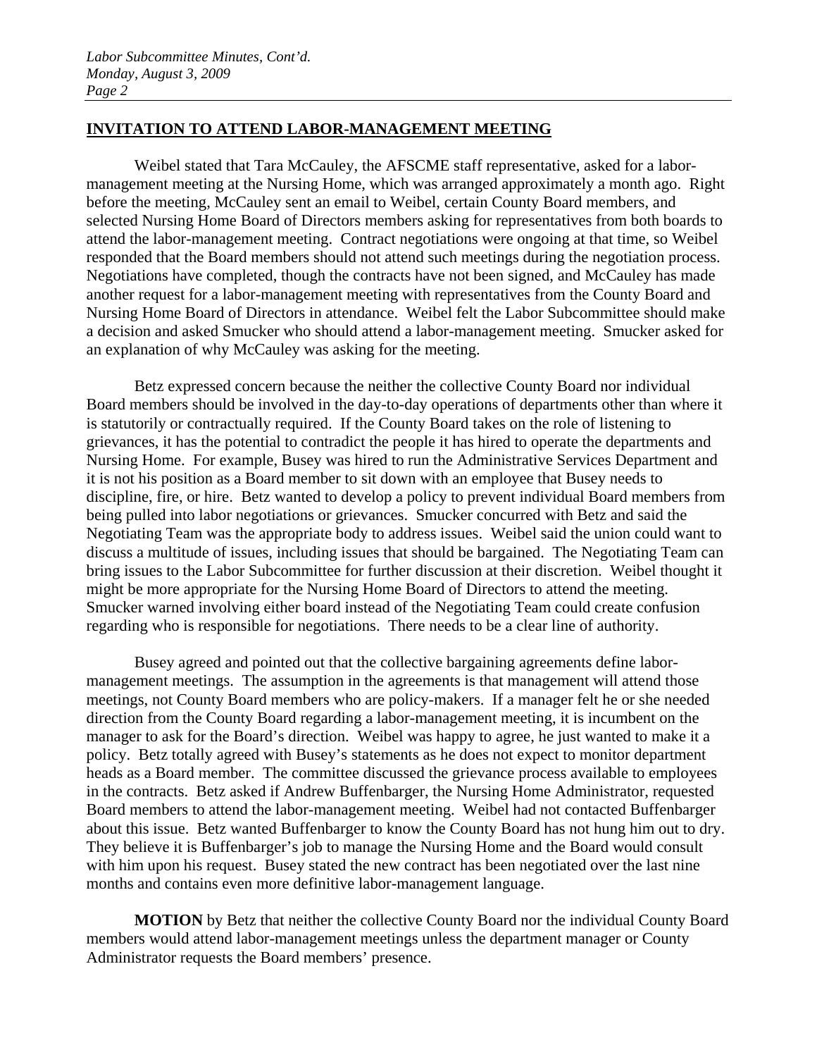## INVITATION TO ATTEND LABOR-MANAGEMENT MEETING

Weibel stated that Tara McCauley, the AFSCME staff representative, asked for a labor-management meeting at the Nursing Home, which was arranged approximately a month ago. Right before the meeting, McCauley sent an email to Weibel, certain County Board members, and selected Nursing Home Board of Directors members asking for representatives from both boards to attend the labor-management meeting. Contract negotiations were ongoing at that time, so Weibel responded that the Board members should not attend such meetings during the negotiation process. Negotiations have completed, though the contracts have not been signed, and McCauley has made another request for a labor-management meeting with representatives from the County Board and Nursing Home Board of Directors in attendance. Weibel felt the Labor Subcommittee should make a decision and asked Smucker who should attend a labor-management meeting. Smucker asked for an explanation of why McCauley was asking for the meeting.

Betz expressed concern because the neither the collective County Board nor individual Board members should be involved in the day-to-day operations of departments other than where it is statutorily or contractually required. If the County Board takes on the role of listening to grievances, it has the potential to contradict the people it has hired to operate the departments and Nursing Home. For example, Busey was hired to run the Administrative Services Department and it is not his position as a Board member to sit down with an employee that Busey needs to discipline, fire, or hire. Betz wanted to develop a policy to prevent individual Board members from being pulled into labor negotiations or grievances. Smucker concurred with Betz and said the Negotiating Team was the appropriate body to address issues. Weibel said the union could want to discuss a multitude of issues, including issues that should be bargained. The Negotiating Team can bring issues to the Labor Subcommittee for further discussion at their discretion. Weibel thought it might be more appropriate for the Nursing Home Board of Directors to attend the meeting. Smucker warned involving either board instead of the Negotiating Team could create confusion regarding who is responsible for negotiations. There needs to be a clear line of authority.

Busey agreed and pointed out that the collective bargaining agreements define labor-management meetings. The assumption in the agreements is that management will attend those meetings, not County Board members who are policy-makers. If a manager felt he or she needed direction from the County Board regarding a labor-management meeting, it is incumbent on the manager to ask for the Board's direction. Weibel was happy to agree, he just wanted to make it a policy. Betz totally agreed with Busey's statements as he does not expect to monitor department heads as a Board member. The committee discussed the grievance process available to employees in the contracts. Betz asked if Andrew Buffenbarger, the Nursing Home Administrator, requested Board members to attend the labor-management meeting. Weibel had not contacted Buffenbarger about this issue. Betz wanted Buffenbarger to know the County Board has not hung him out to dry. They believe it is Buffenbarger's job to manage the Nursing Home and the Board would consult with him upon his request. Busey stated the new contract has been negotiated over the last nine months and contains even more definitive labor-management language.

**MOTION** by Betz that neither the collective County Board nor the individual County Board members would attend labor-management meetings unless the department manager or County Administrator requests the Board members' presence.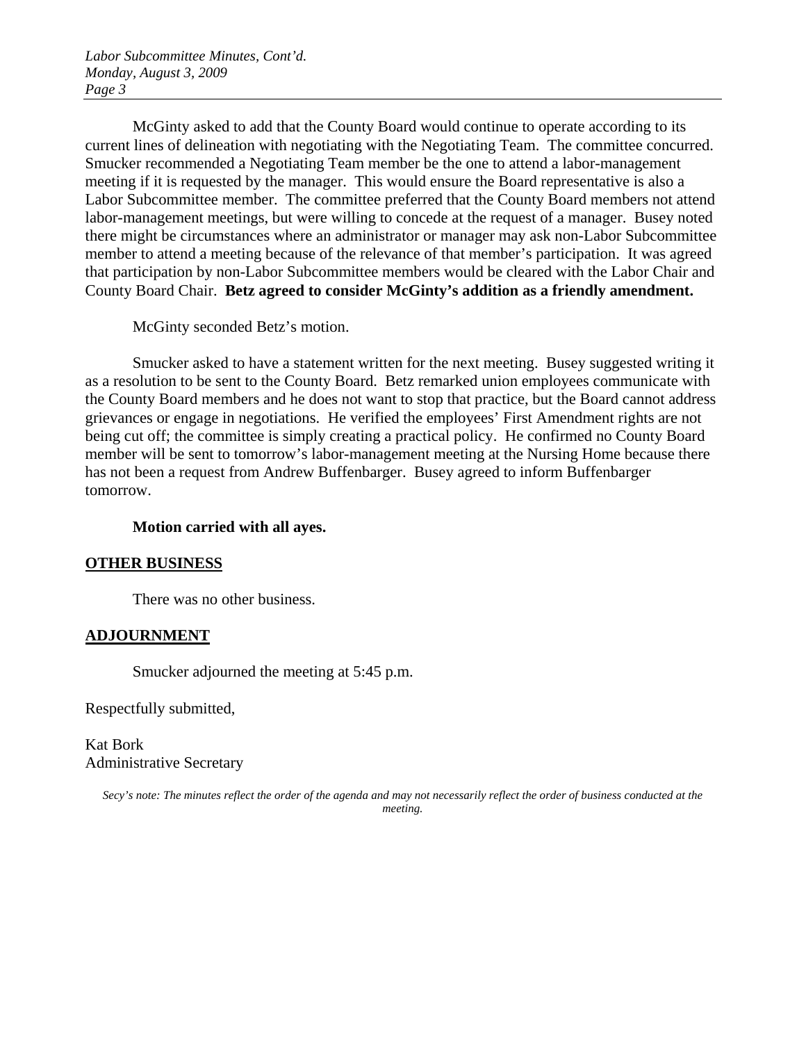McGinty asked to add that the County Board would continue to operate according to its current lines of delineation with negotiating with the Negotiating Team. The committee concurred. Smucker recommended a Negotiating Team member be the one to attend a labor-management meeting if it is requested by the manager. This would ensure the Board representative is also a Labor Subcommittee member. The committee preferred that the County Board members not attend labor-management meetings, but were willing to concede at the request of a manager. Busey noted there might be circumstances where an administrator or manager may ask non-Labor Subcommittee member to attend a meeting because of the relevance of that member's participation. It was agreed that participation by non-Labor Subcommittee members would be cleared with the Labor Chair and County Board Chair. **Betz agreed to consider McGinty's addition as a friendly amendment.**

McGinty seconded Betz's motion.

Smucker asked to have a statement written for the next meeting. Busey suggested writing it as a resolution to be sent to the County Board. Betz remarked union employees communicate with the County Board members and he does not want to stop that practice, but the Board cannot address grievances or engage in negotiations. He verified the employees' First Amendment rights are not being cut off; the committee is simply creating a practical policy. He confirmed no County Board member will be sent to tomorrow's labor-management meeting at the Nursing Home because there has not been a request from Andrew Buffenbarger. Busey agreed to inform Buffenbarger tomorrow.

**Motion carried with all ayes.**

## OTHER BUSINESS

There was no other business.

## ADJOURNMENT

Smucker adjourned the meeting at 5:45 p.m.

Respectfully submitted,

Kat Bork
Administrative Secretary

*Secy's note: The minutes reflect the order of the agenda and may not necessarily reflect the order of business conducted at the meeting.*